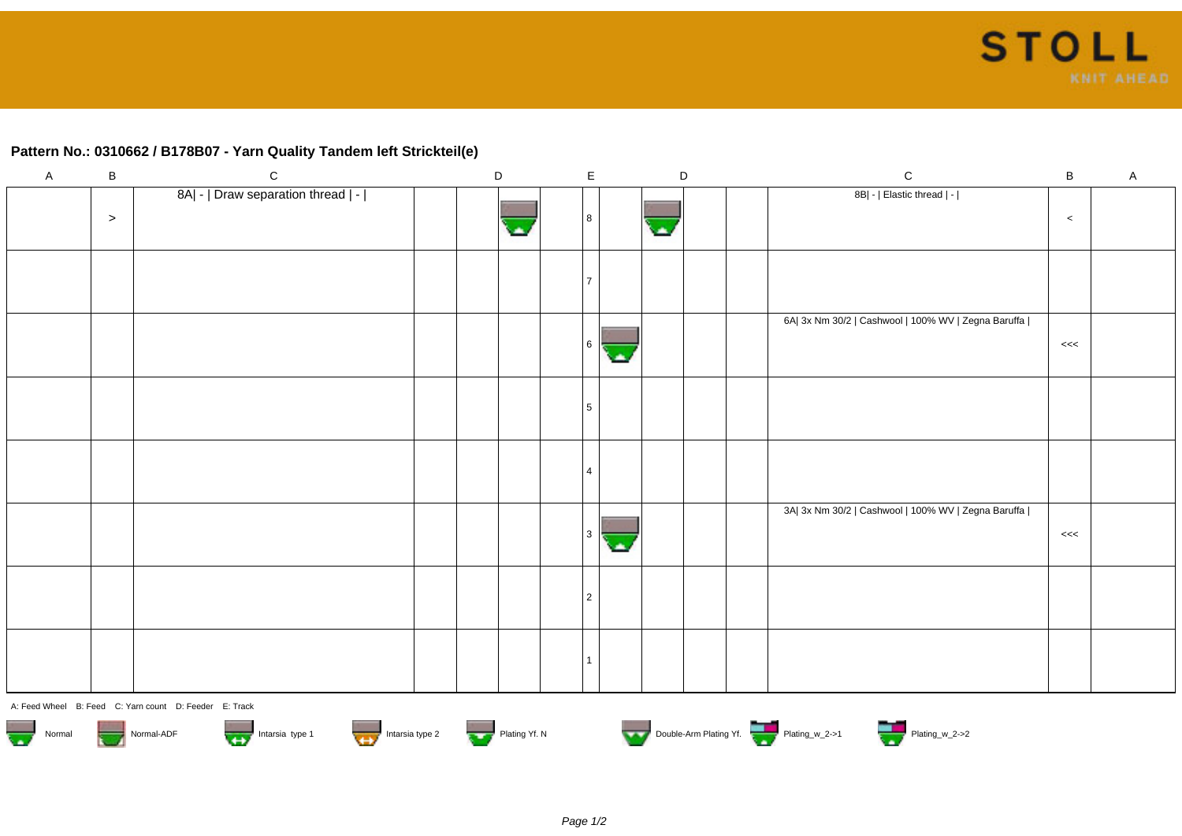**Pattern No.: 0310662 / B178B07 - Yarn Quality Tandem left Strickteil(e)**

| A | B | C | | D | | | E | D | | | C | B | A |
|---|---|---|---|---|---|---|---|---|---|---|---|---|---|
| | > | 8A\| - \| Draw separation thread \| - \| | | | | | 8 | | | | 8B\| - \| Elastic thread \| - \| | < | |
| | | | | | | | 7 | | | | | | |
| | | | | | | | 6 | | | | 6A\| 3x Nm 30/2 \| Cashwool \| 100% WV \| Zegna Baruffa \| | <<< | |
| | | | | | | | 5 | | | | | | |
| | | | | | | | 4 | | | | | | |
| | | | | | | | 3 | | | | 3A\| 3x Nm 30/2 \| Cashwool \| 100% WV \| Zegna Baruffa \| | <<< | |
| | | | | | | | 2 | | | | | | |
| | | | | | | | 1 | | | | | | |

A: Feed Wheel B: Feed C: Yarn count D: Feeder E: Track

Normal Normal-ADF Intarsia type 1 Intarsia type 2 Plating Yf. N Double-Arm Plating Yf. Plating_w_2->1 Plating_w_2->2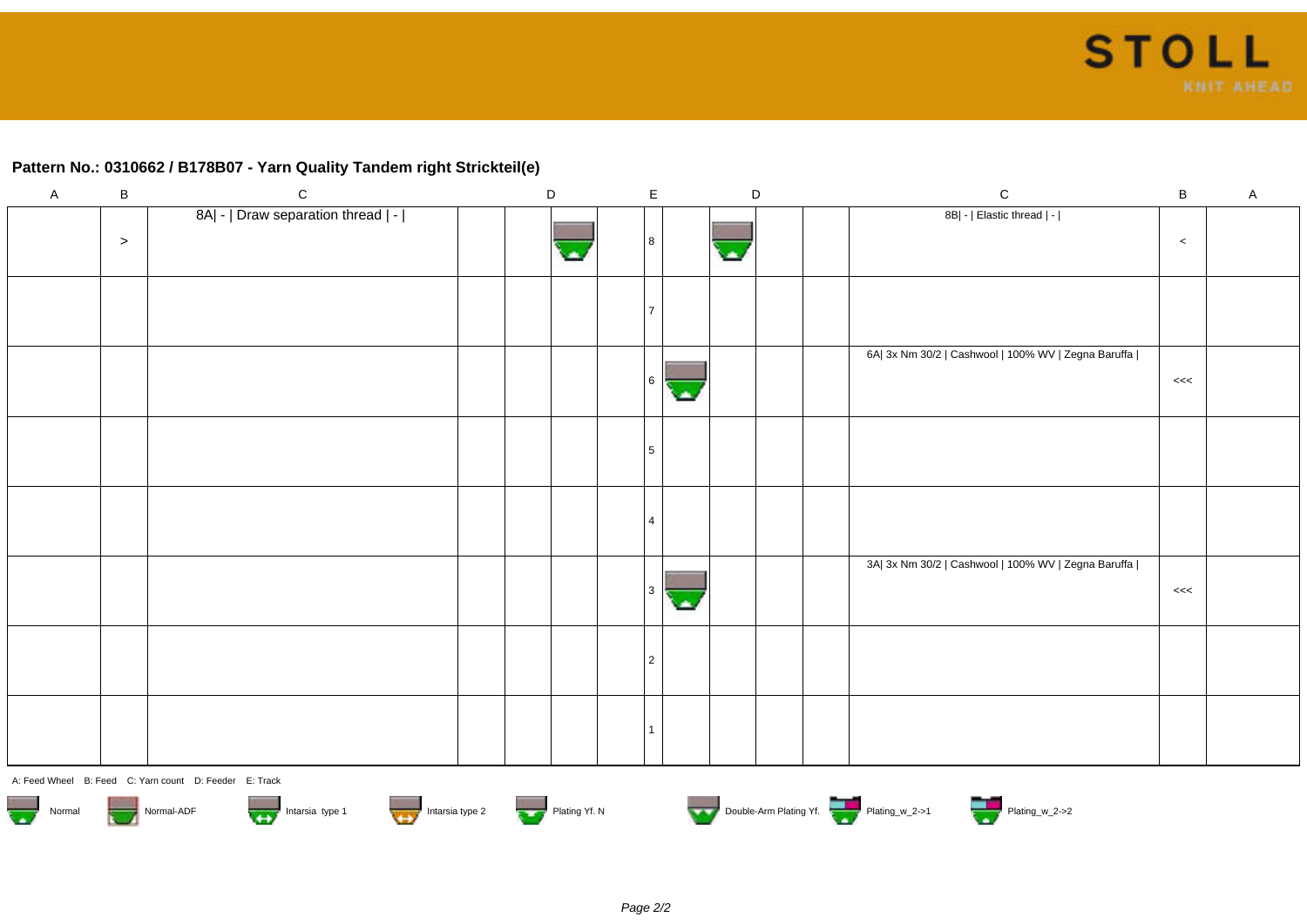**Pattern No.: 0310662 / B178B07 - Yarn Quality Tandem right Strickteil(e)**

| A | B | C | | D | | | E | D | | | C | B | A |
|---|---|---|---|---|---|---|---|---|---|---|---|---|---|
| | > | 8A\| - \| Draw separation thread \| - \| | | | | | 8 | | | | 8B\| - \| Elastic thread \| - \| | < | |
| | | | | | | | 7 | | | | | | |
| | | | | | | | 6 | | | | 6A\| 3x Nm 30/2 \| Cashwool \| 100% WV \| Zegna Baruffa \| | <<< | |
| | | | | | | | 5 | | | | | | |
| | | | | | | | 4 | | | | | | |
| | | | | | | | 3 | | | | 3A\| 3x Nm 30/2 \| Cashwool \| 100% WV \| Zegna Baruffa \| | <<< | |
| | | | | | | | 2 | | | | | | |
| | | | | | | | 1 | | | | | | |

A: Feed Wheel B: Feed C: Yarn count D: Feeder E: Track

Normal Normal-ADF Intarsia type 1 Intarsia type 2 Plating Yf. N Double-Arm Plating Yf. Plating_w_2->1 Plating_w_2->2